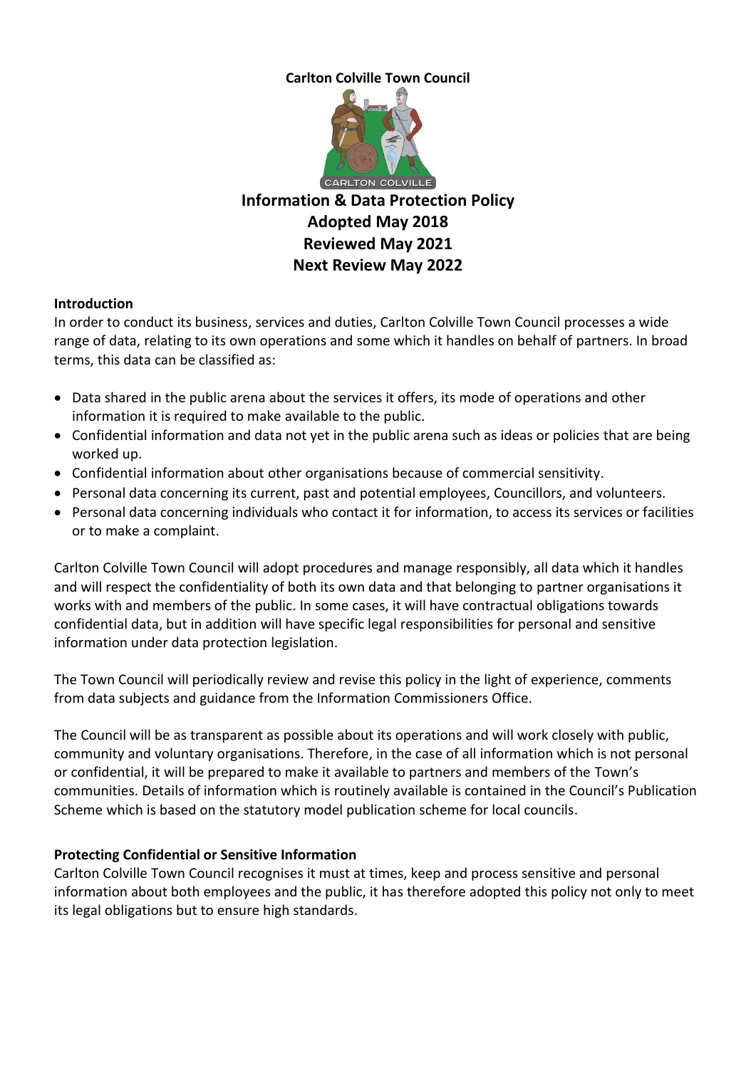**Carlton Colville Town Council**

# Information & Data Protection Policy

**Adopted May 2018**
**Reviewed May 2021**
**Next Review May 2022**

## Introduction

In order to conduct its business, services and duties, Carlton Colville Town Council processes a wide range of data, relating to its own operations and some which it handles on behalf of partners. In broad terms, this data can be classified as:

- Data shared in the public arena about the services it offers, its mode of operations and other information it is required to make available to the public.
- Confidential information and data not yet in the public arena such as ideas or policies that are being worked up.
- Confidential information about other organisations because of commercial sensitivity.
- Personal data concerning its current, past and potential employees, Councillors, and volunteers.
- Personal data concerning individuals who contact it for information, to access its services or facilities or to make a complaint.

Carlton Colville Town Council will adopt procedures and manage responsibly, all data which it handles and will respect the confidentiality of both its own data and that belonging to partner organisations it works with and members of the public. In some cases, it will have contractual obligations towards confidential data, but in addition will have specific legal responsibilities for personal and sensitive information under data protection legislation.

The Town Council will periodically review and revise this policy in the light of experience, comments from data subjects and guidance from the Information Commissioners Office.

The Council will be as transparent as possible about its operations and will work closely with public, community and voluntary organisations. Therefore, in the case of all information which is not personal or confidential, it will be prepared to make it available to partners and members of the Town's communities. Details of information which is routinely available is contained in the Council's Publication Scheme which is based on the statutory model publication scheme for local councils.

## Protecting Confidential or Sensitive Information

Carlton Colville Town Council recognises it must at times, keep and process sensitive and personal information about both employees and the public, it has therefore adopted this policy not only to meet its legal obligations but to ensure high standards.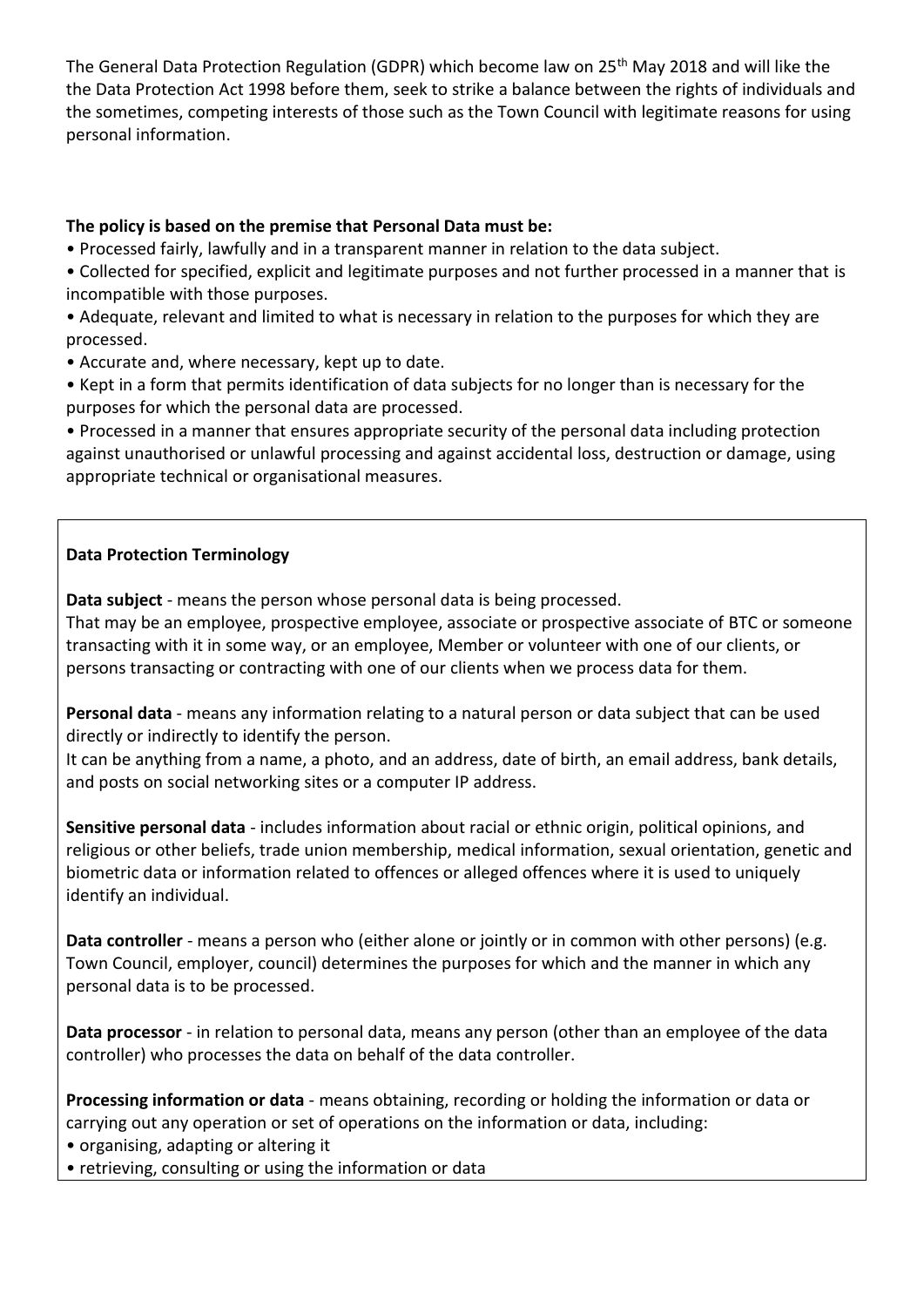The General Data Protection Regulation (GDPR) which become law on 25th May 2018 and will like the the Data Protection Act 1998 before them, seek to strike a balance between the rights of individuals and the sometimes, competing interests of those such as the Town Council with legitimate reasons for using personal information.

**The policy is based on the premise that Personal Data must be:**

- Processed fairly, lawfully and in a transparent manner in relation to the data subject.
- Collected for specified, explicit and legitimate purposes and not further processed in a manner that is incompatible with those purposes.
- Adequate, relevant and limited to what is necessary in relation to the purposes for which they are processed.
- Accurate and, where necessary, kept up to date.
- Kept in a form that permits identification of data subjects for no longer than is necessary for the purposes for which the personal data are processed.
- Processed in a manner that ensures appropriate security of the personal data including protection against unauthorised or unlawful processing and against accidental loss, destruction or damage, using appropriate technical or organisational measures.

**Data Protection Terminology**

**Data subject** - means the person whose personal data is being processed.
That may be an employee, prospective employee, associate or prospective associate of BTC or someone transacting with it in some way, or an employee, Member or volunteer with one of our clients, or persons transacting or contracting with one of our clients when we process data for them.

**Personal data** - means any information relating to a natural person or data subject that can be used directly or indirectly to identify the person.
It can be anything from a name, a photo, and an address, date of birth, an email address, bank details, and posts on social networking sites or a computer IP address.

**Sensitive personal data** - includes information about racial or ethnic origin, political opinions, and religious or other beliefs, trade union membership, medical information, sexual orientation, genetic and biometric data or information related to offences or alleged offences where it is used to uniquely identify an individual.

**Data controller** - means a person who (either alone or jointly or in common with other persons) (e.g. Town Council, employer, council) determines the purposes for which and the manner in which any personal data is to be processed.

**Data processor** - in relation to personal data, means any person (other than an employee of the data controller) who processes the data on behalf of the data controller.

**Processing information or data** - means obtaining, recording or holding the information or data or carrying out any operation or set of operations on the information or data, including:

- organising, adapting or altering it
- retrieving, consulting or using the information or data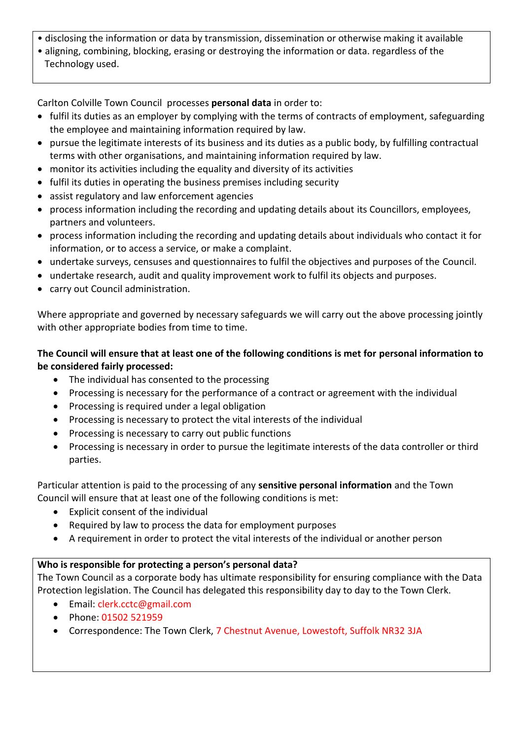- disclosing the information or data by transmission, dissemination or otherwise making it available
- aligning, combining, blocking, erasing or destroying the information or data. regardless of the Technology used.

Carlton Colville Town Council processes **personal data** in order to:

- fulfil its duties as an employer by complying with the terms of contracts of employment, safeguarding the employee and maintaining information required by law.
- pursue the legitimate interests of its business and its duties as a public body, by fulfilling contractual terms with other organisations, and maintaining information required by law.
- monitor its activities including the equality and diversity of its activities
- fulfil its duties in operating the business premises including security
- assist regulatory and law enforcement agencies
- process information including the recording and updating details about its Councillors, employees, partners and volunteers.
- process information including the recording and updating details about individuals who contact it for information, or to access a service, or make a complaint.
- undertake surveys, censuses and questionnaires to fulfil the objectives and purposes of the Council.
- undertake research, audit and quality improvement work to fulfil its objects and purposes.
- carry out Council administration.

Where appropriate and governed by necessary safeguards we will carry out the above processing jointly with other appropriate bodies from time to time.

**The Council will ensure that at least one of the following conditions is met for personal information to be considered fairly processed:**

- The individual has consented to the processing
- Processing is necessary for the performance of a contract or agreement with the individual
- Processing is required under a legal obligation
- Processing is necessary to protect the vital interests of the individual
- Processing is necessary to carry out public functions
- Processing is necessary in order to pursue the legitimate interests of the data controller or third parties.

Particular attention is paid to the processing of any **sensitive personal information** and the Town Council will ensure that at least one of the following conditions is met:

- Explicit consent of the individual
- Required by law to process the data for employment purposes
- A requirement in order to protect the vital interests of the individual or another person

**Who is responsible for protecting a person's personal data?**

The Town Council as a corporate body has ultimate responsibility for ensuring compliance with the Data Protection legislation. The Council has delegated this responsibility day to day to the Town Clerk.

- Email: clerk.cctc@gmail.com
- Phone: 01502 521959
- Correspondence: The Town Clerk, 7 Chestnut Avenue, Lowestoft, Suffolk NR32 3JA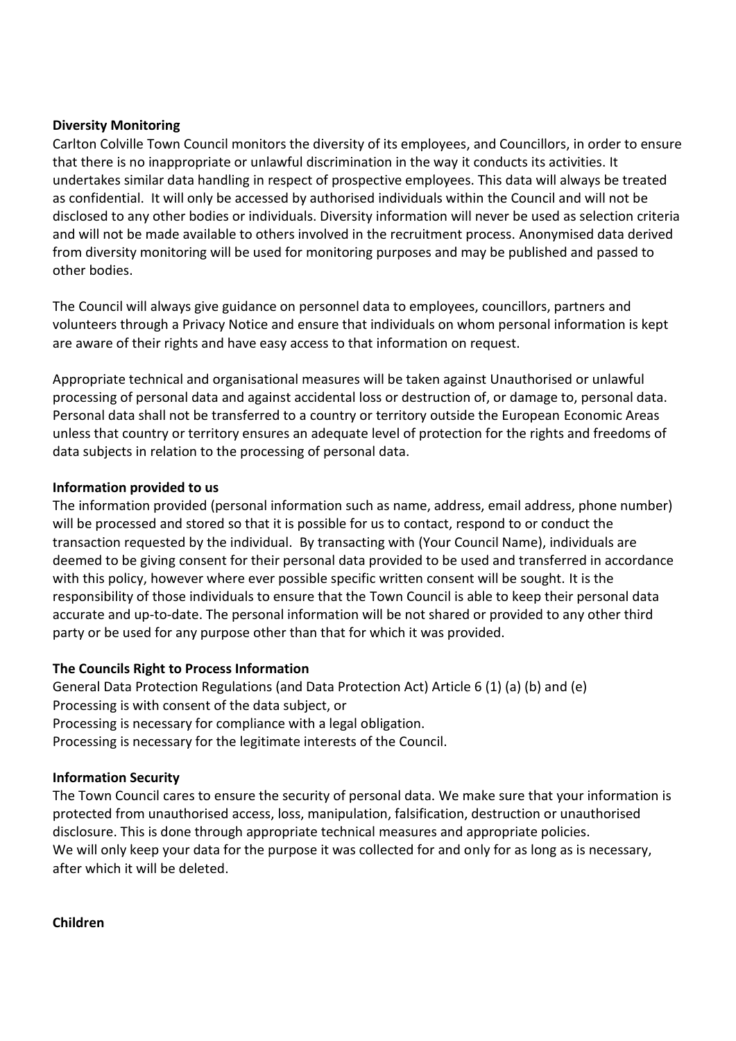**Diversity Monitoring**

Carlton Colville Town Council monitors the diversity of its employees, and Councillors, in order to ensure that there is no inappropriate or unlawful discrimination in the way it conducts its activities. It undertakes similar data handling in respect of prospective employees. This data will always be treated as confidential. It will only be accessed by authorised individuals within the Council and will not be disclosed to any other bodies or individuals. Diversity information will never be used as selection criteria and will not be made available to others involved in the recruitment process. Anonymised data derived from diversity monitoring will be used for monitoring purposes and may be published and passed to other bodies.

The Council will always give guidance on personnel data to employees, councillors, partners and volunteers through a Privacy Notice and ensure that individuals on whom personal information is kept are aware of their rights and have easy access to that information on request.

Appropriate technical and organisational measures will be taken against Unauthorised or unlawful processing of personal data and against accidental loss or destruction of, or damage to, personal data. Personal data shall not be transferred to a country or territory outside the European Economic Areas unless that country or territory ensures an adequate level of protection for the rights and freedoms of data subjects in relation to the processing of personal data.

**Information provided to us**

The information provided (personal information such as name, address, email address, phone number) will be processed and stored so that it is possible for us to contact, respond to or conduct the transaction requested by the individual. By transacting with (Your Council Name), individuals are deemed to be giving consent for their personal data provided to be used and transferred in accordance with this policy, however where ever possible specific written consent will be sought. It is the responsibility of those individuals to ensure that the Town Council is able to keep their personal data accurate and up-to-date. The personal information will be not shared or provided to any other third party or be used for any purpose other than that for which it was provided.

**The Councils Right to Process Information**

General Data Protection Regulations (and Data Protection Act) Article 6 (1) (a) (b) and (e)
Processing is with consent of the data subject, or
Processing is necessary for compliance with a legal obligation.
Processing is necessary for the legitimate interests of the Council.

**Information Security**

The Town Council cares to ensure the security of personal data. We make sure that your information is protected from unauthorised access, loss, manipulation, falsification, destruction or unauthorised disclosure. This is done through appropriate technical measures and appropriate policies.
We will only keep your data for the purpose it was collected for and only for as long as is necessary, after which it will be deleted.

**Children**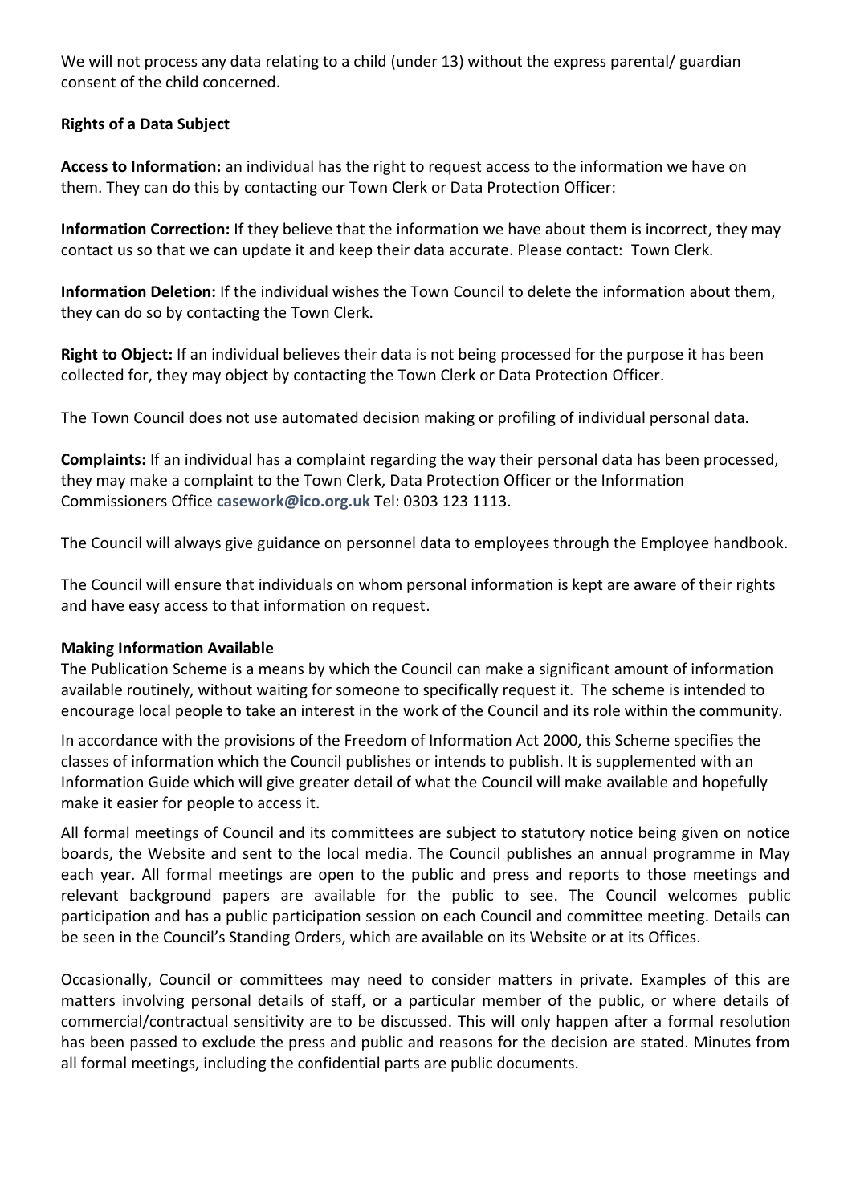We will not process any data relating to a child (under 13) without the express parental/ guardian consent of the child concerned.

**Rights of a Data Subject**

**Access to Information:** an individual has the right to request access to the information we have on them. They can do this by contacting our Town Clerk or Data Protection Officer:

**Information Correction:** If they believe that the information we have about them is incorrect, they may contact us so that we can update it and keep their data accurate. Please contact: Town Clerk.

**Information Deletion:** If the individual wishes the Town Council to delete the information about them, they can do so by contacting the Town Clerk.

**Right to Object:** If an individual believes their data is not being processed for the purpose it has been collected for, they may object by contacting the Town Clerk or Data Protection Officer.

The Town Council does not use automated decision making or profiling of individual personal data.

**Complaints:** If an individual has a complaint regarding the way their personal data has been processed, they may make a complaint to the Town Clerk, Data Protection Officer or the Information Commissioners Office **casework@ico.org.uk** Tel: 0303 123 1113.

The Council will always give guidance on personnel data to employees through the Employee handbook.

The Council will ensure that individuals on whom personal information is kept are aware of their rights and have easy access to that information on request.

**Making Information Available**

The Publication Scheme is a means by which the Council can make a significant amount of information available routinely, without waiting for someone to specifically request it. The scheme is intended to encourage local people to take an interest in the work of the Council and its role within the community.

In accordance with the provisions of the Freedom of Information Act 2000, this Scheme specifies the classes of information which the Council publishes or intends to publish. It is supplemented with an Information Guide which will give greater detail of what the Council will make available and hopefully make it easier for people to access it.

All formal meetings of Council and its committees are subject to statutory notice being given on notice boards, the Website and sent to the local media. The Council publishes an annual programme in May each year. All formal meetings are open to the public and press and reports to those meetings and relevant background papers are available for the public to see. The Council welcomes public participation and has a public participation session on each Council and committee meeting. Details can be seen in the Council's Standing Orders, which are available on its Website or at its Offices.

Occasionally, Council or committees may need to consider matters in private. Examples of this are matters involving personal details of staff, or a particular member of the public, or where details of commercial/contractual sensitivity are to be discussed. This will only happen after a formal resolution has been passed to exclude the press and public and reasons for the decision are stated. Minutes from all formal meetings, including the confidential parts are public documents.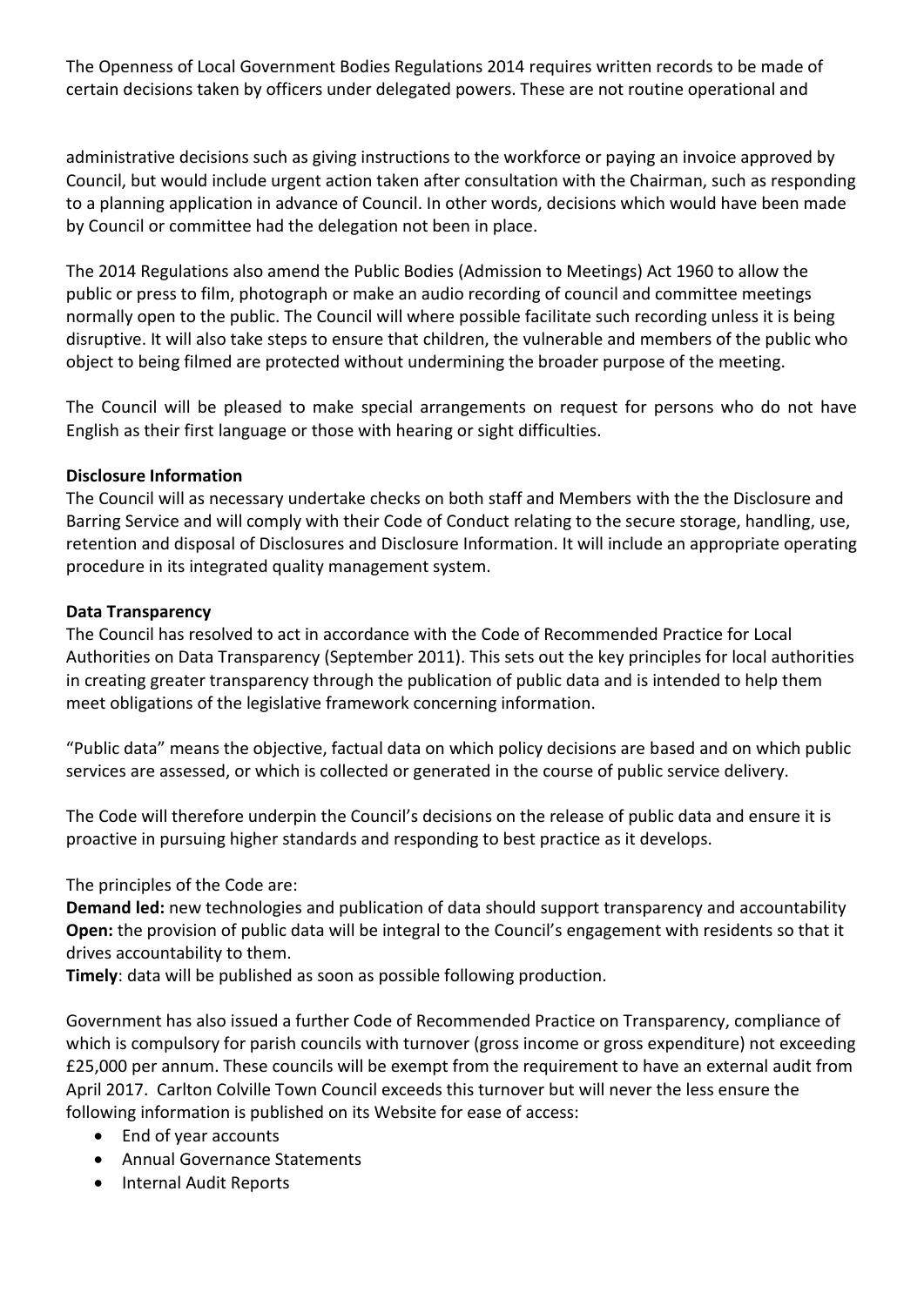The Openness of Local Government Bodies Regulations 2014 requires written records to be made of certain decisions taken by officers under delegated powers. These are not routine operational and

administrative decisions such as giving instructions to the workforce or paying an invoice approved by Council, but would include urgent action taken after consultation with the Chairman, such as responding to a planning application in advance of Council. In other words, decisions which would have been made by Council or committee had the delegation not been in place.

The 2014 Regulations also amend the Public Bodies (Admission to Meetings) Act 1960 to allow the public or press to film, photograph or make an audio recording of council and committee meetings normally open to the public. The Council will where possible facilitate such recording unless it is being disruptive. It will also take steps to ensure that children, the vulnerable and members of the public who object to being filmed are protected without undermining the broader purpose of the meeting.

The Council will be pleased to make special arrangements on request for persons who do not have English as their first language or those with hearing or sight difficulties.

**Disclosure Information**

The Council will as necessary undertake checks on both staff and Members with the the Disclosure and Barring Service and will comply with their Code of Conduct relating to the secure storage, handling, use, retention and disposal of Disclosures and Disclosure Information. It will include an appropriate operating procedure in its integrated quality management system.

**Data Transparency**

The Council has resolved to act in accordance with the Code of Recommended Practice for Local Authorities on Data Transparency (September 2011). This sets out the key principles for local authorities in creating greater transparency through the publication of public data and is intended to help them meet obligations of the legislative framework concerning information.

"Public data" means the objective, factual data on which policy decisions are based and on which public services are assessed, or which is collected or generated in the course of public service delivery.

The Code will therefore underpin the Council's decisions on the release of public data and ensure it is proactive in pursuing higher standards and responding to best practice as it develops.

The principles of the Code are:

**Demand led:** new technologies and publication of data should support transparency and accountability
**Open:** the provision of public data will be integral to the Council's engagement with residents so that it drives accountability to them.
**Timely**: data will be published as soon as possible following production.

Government has also issued a further Code of Recommended Practice on Transparency, compliance of which is compulsory for parish councils with turnover (gross income or gross expenditure) not exceeding £25,000 per annum. These councils will be exempt from the requirement to have an external audit from April 2017. Carlton Colville Town Council exceeds this turnover but will never the less ensure the following information is published on its Website for ease of access:

- End of year accounts
- Annual Governance Statements
- Internal Audit Reports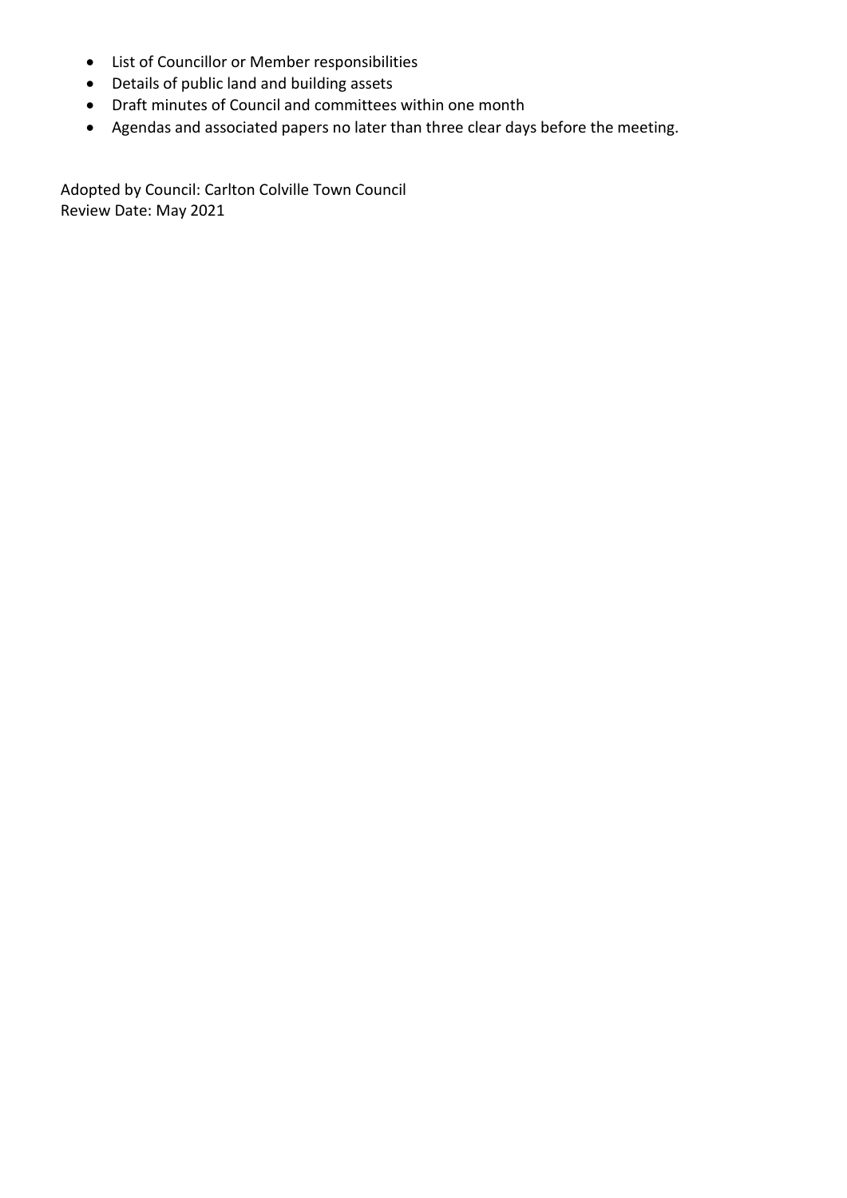- List of Councillor or Member responsibilities
- Details of public land and building assets
- Draft minutes of Council and committees within one month
- Agendas and associated papers no later than three clear days before the meeting.

Adopted by Council: Carlton Colville Town Council
Review Date: May 2021